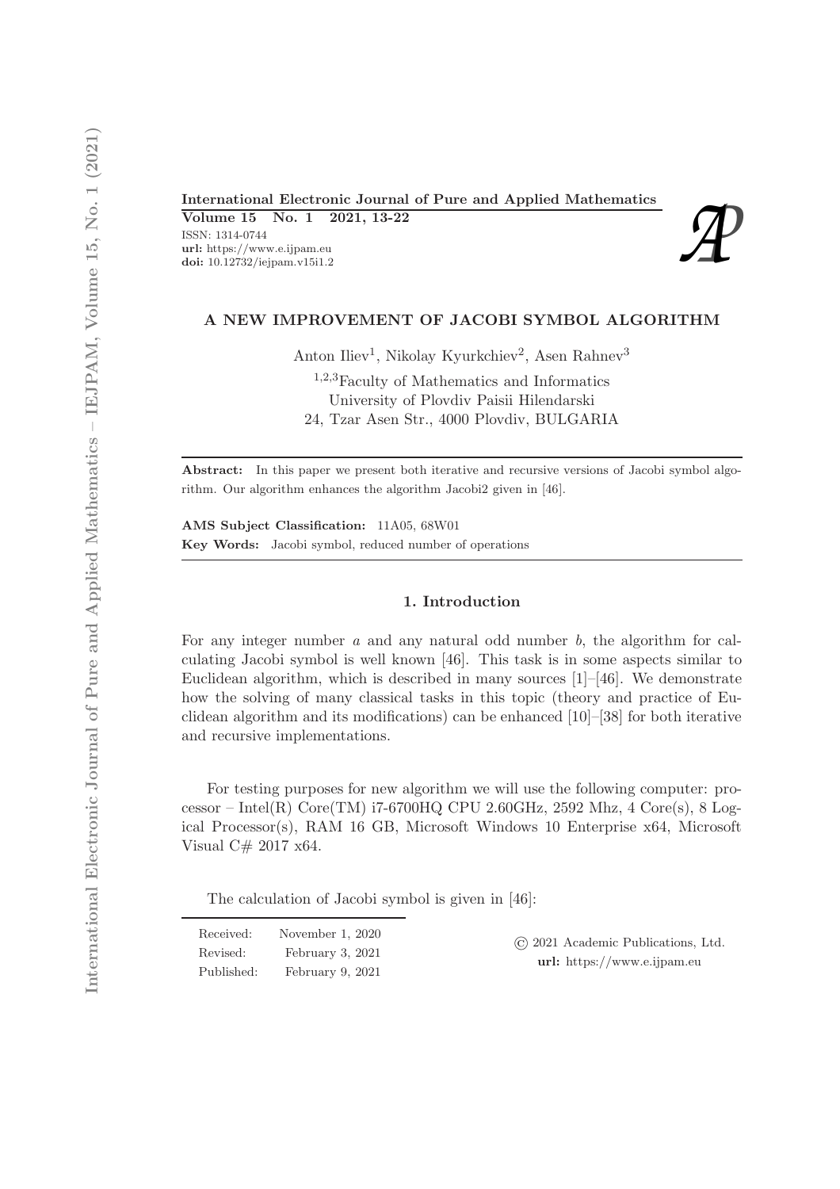International Electronic Journal of Pure and Applied Mathematics

ISSN: 1314-0744
url: https://www.e.ijpam.eu
doi: 10.12732/iejpam.v15i1.2

# A NEW IMPROVEMENT OF JACOBI SYMBOL ALGORITHM

Anton Iliev[1], Nikolay Kyurkchiev[2], Asen Rahnev[3]

[1,2,3]Faculty of Mathematics and Informatics
University of Plovdiv Paisii Hilendarski
24, Tzar Asen Str., 4000 Plovdiv, BULGARIA

**Abstract:** In this paper we present both iterative and recursive versions of Jacobi symbol algorithm. Our algorithm enhances the algorithm Jacobi2 given in [46].

**AMS Subject Classification:** 11A05, 68W01

**Key Words:** Jacobi symbol, reduced number of operations

## 1. Introduction

For any integer number $a$ and any natural odd number $b$, the algorithm for calculating Jacobi symbol is well known [46]. This task is in some aspects similar to Euclidean algorithm, which is described in many sources [1]–[46]. We demonstrate how the solving of many classical tasks in this topic (theory and practice of Euclidean algorithm and its modifications) can be enhanced [10]–[38] for both iterative and recursive implementations.

For testing purposes for new algorithm we will use the following computer: processor – Intel(R) Core(TM) i7-6700HQ CPU 2.60GHz, 2592 Mhz, 4 Core(s), 8 Logical Processor(s), RAM 16 GB, Microsoft Windows 10 Enterprise x64, Microsoft Visual C# 2017 x64.

The calculation of Jacobi symbol is given in [46]:

| Received: | November 1, 2020 |
|---|---|
| Revised: | February 3, 2021 |
| Published: | February 9, 2021 |

© 2021 Academic Publications, Ltd.
url: https://www.e.ijpam.eu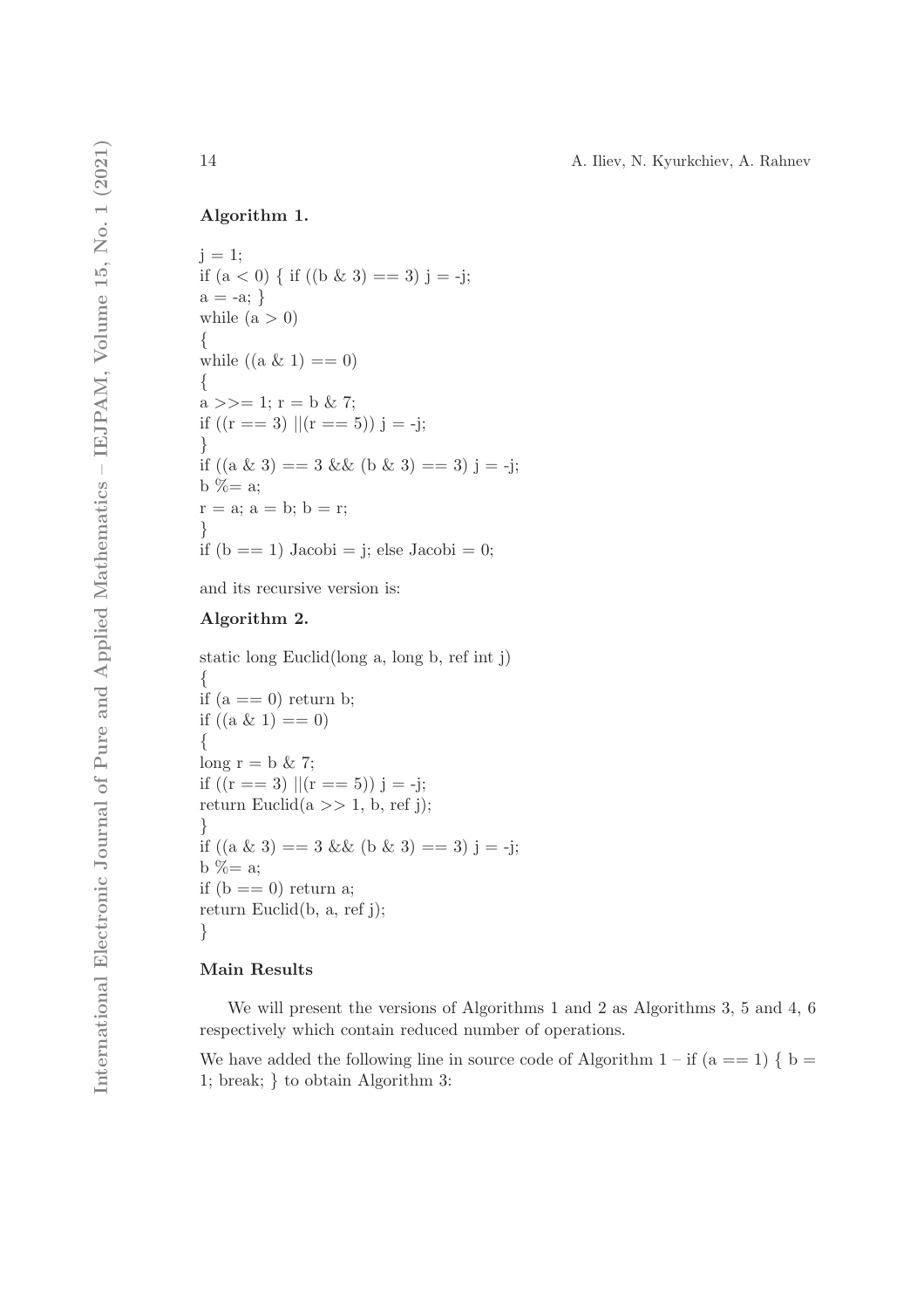**Algorithm 1.**

```
j = 1;
if (a < 0) { if ((b & 3) == 3) j = -j;
a = -a; }
while (a > 0)
{
while ((a & 1) == 0)
{
a >>= 1; r = b & 7;
if ((r == 3) ||(r == 5)) j = -j;
}
if ((a & 3) == 3 && (b & 3) == 3) j = -j;
b %= a;
r = a; a = b; b = r;
}
if (b == 1) Jacobi = j; else Jacobi = 0;
```

and its recursive version is:

**Algorithm 2.**

```
static long Euclid(long a, long b, ref int j)
{
if (a == 0) return b;
if ((a & 1) == 0)
{
long r = b & 7;
if ((r == 3) ||(r == 5)) j = -j;
return Euclid(a >> 1, b, ref j);
}
if ((a & 3) == 3 && (b & 3) == 3) j = -j;
b %= a;
if (b == 0) return a;
return Euclid(b, a, ref j);
}
```

## Main Results

We will present the versions of Algorithms 1 and 2 as Algorithms 3, 5 and 4, 6 respectively which contain reduced number of operations.

We have added the following line in source code of Algorithm 1 – if (a == 1) { b = 1; break; } to obtain Algorithm 3: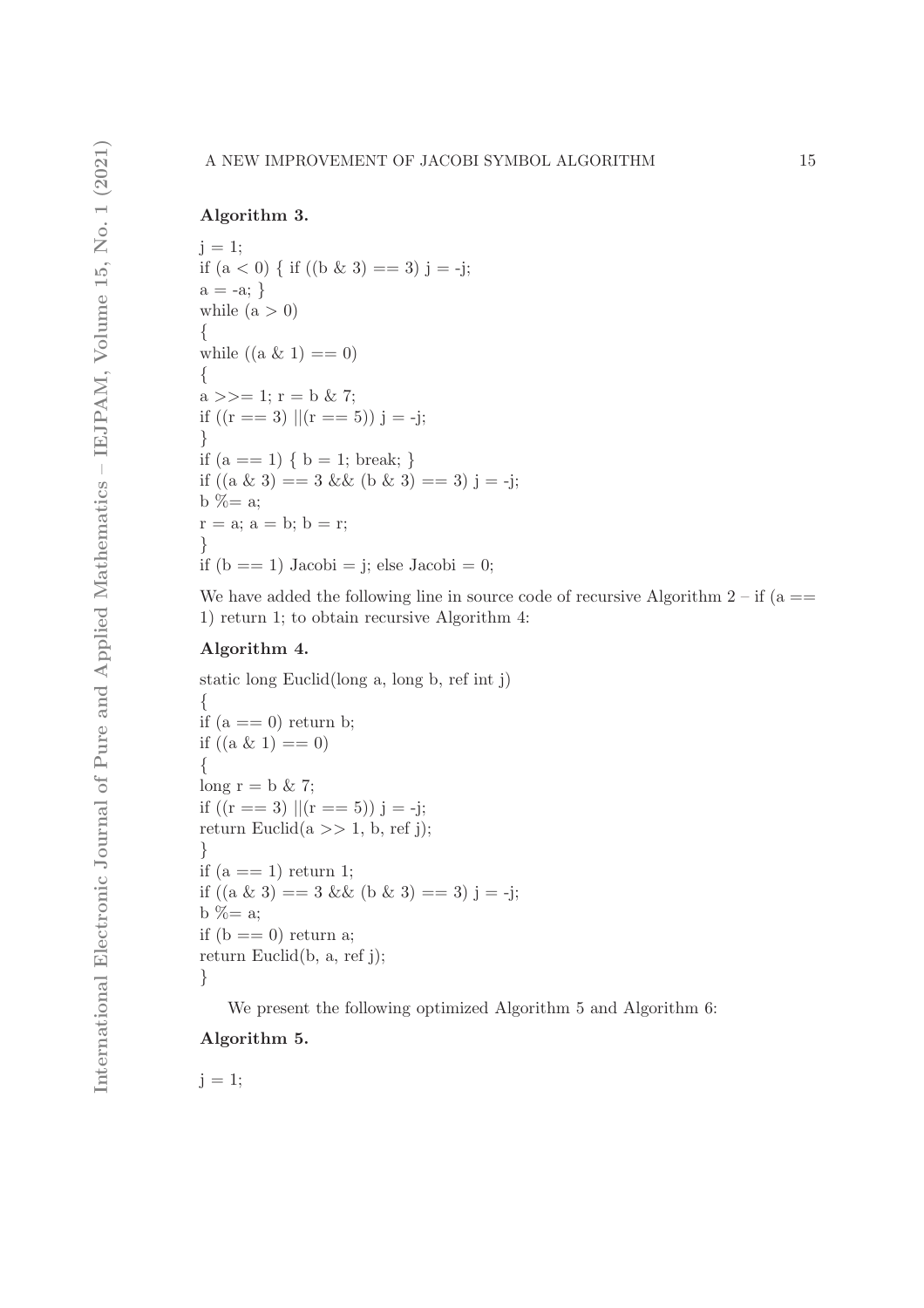**Algorithm 3.**

```
j = 1;
if (a < 0) { if ((b & 3) == 3) j = -j;
a = -a; }
while (a > 0)
{
while ((a & 1) == 0)
{
a >>= 1; r = b & 7;
if ((r == 3) ||(r == 5)) j = -j;
}
if (a == 1) { b = 1; break; }
if ((a & 3) == 3 && (b & 3) == 3) j = -j;
b %= a;
r = a; a = b; b = r;
}
if (b == 1) Jacobi = j; else Jacobi = 0;
```

We have added the following line in source code of recursive Algorithm 2 – if (a == 1) return 1; to obtain recursive Algorithm 4:

**Algorithm 4.**

```
static long Euclid(long a, long b, ref int j)
{
if (a == 0) return b;
if ((a & 1) == 0)
{
long r = b & 7;
if ((r == 3) ||(r == 5)) j = -j;
return Euclid(a >> 1, b, ref j);
}
if (a == 1) return 1;
if ((a & 3) == 3 && (b & 3) == 3) j = -j;
b %= a;
if (b == 0) return a;
return Euclid(b, a, ref j);
}
```

We present the following optimized Algorithm 5 and Algorithm 6:

**Algorithm 5.**

```
j = 1;
```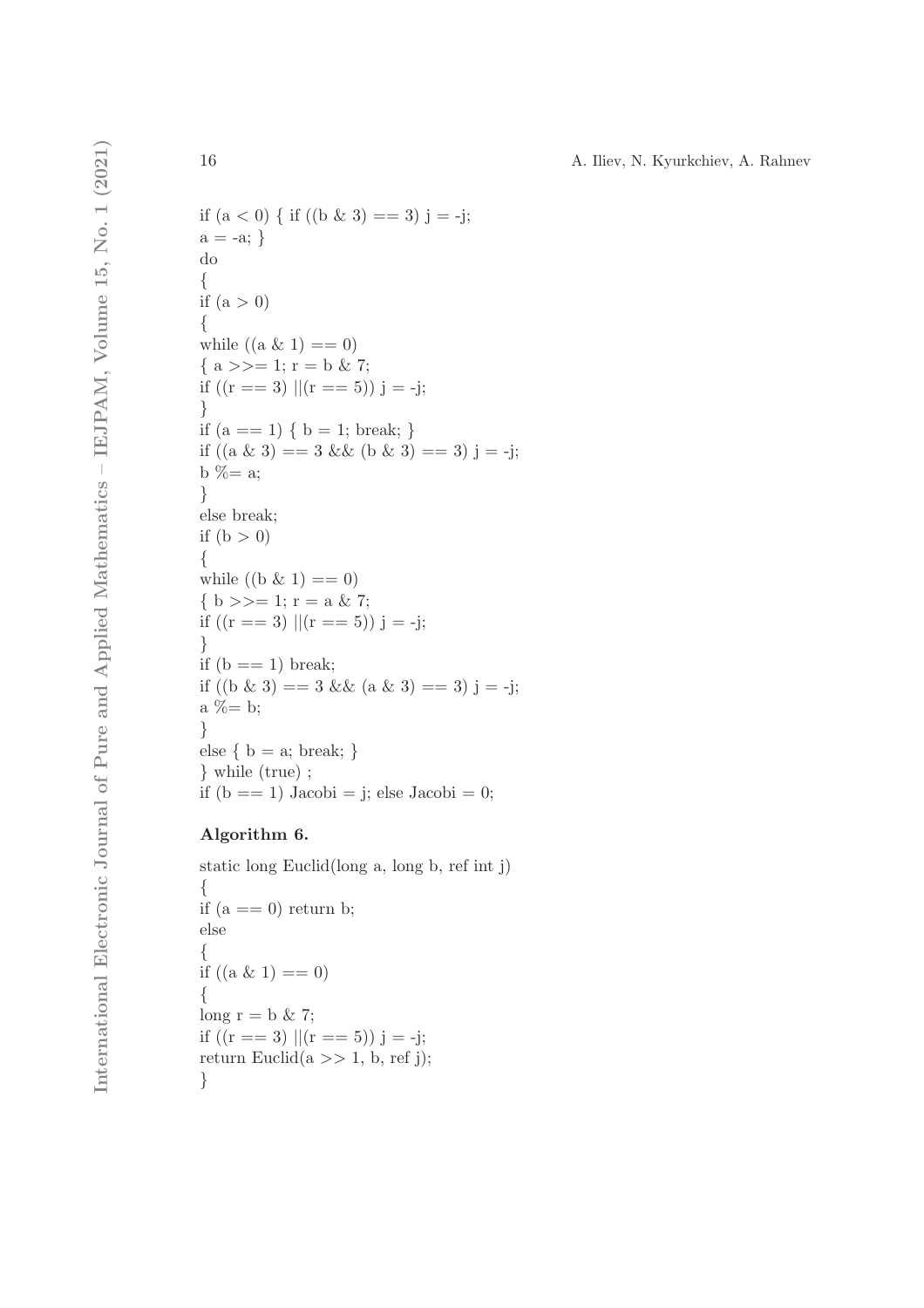```
if (a < 0) { if ((b & 3) == 3) j = -j;
a = -a; }
do
{
if (a > 0)
{
while ((a & 1) == 0)
{ a >>= 1; r = b & 7;
if ((r == 3) ||(r == 5)) j = -j;
}
if (a == 1) { b = 1; break; }
if ((a & 3) == 3 && (b & 3) == 3) j = -j;
b %= a;
}
else break;
if (b > 0)
{
while ((b & 1) == 0)
{ b >>= 1; r = a & 7;
if ((r == 3) ||(r == 5)) j = -j;
}
if (b == 1) break;
if ((b & 3) == 3 && (a & 3) == 3) j = -j;
a %= b;
}
else { b = a; break; }
} while (true) ;
if (b == 1) Jacobi = j; else Jacobi = 0;
```

**Algorithm 6.**

```
static long Euclid(long a, long b, ref int j)
{
if (a == 0) return b;
else
{
if ((a & 1) == 0)
{
long r = b & 7;
if ((r == 3) ||(r == 5)) j = -j;
return Euclid(a >> 1, b, ref j);
}
```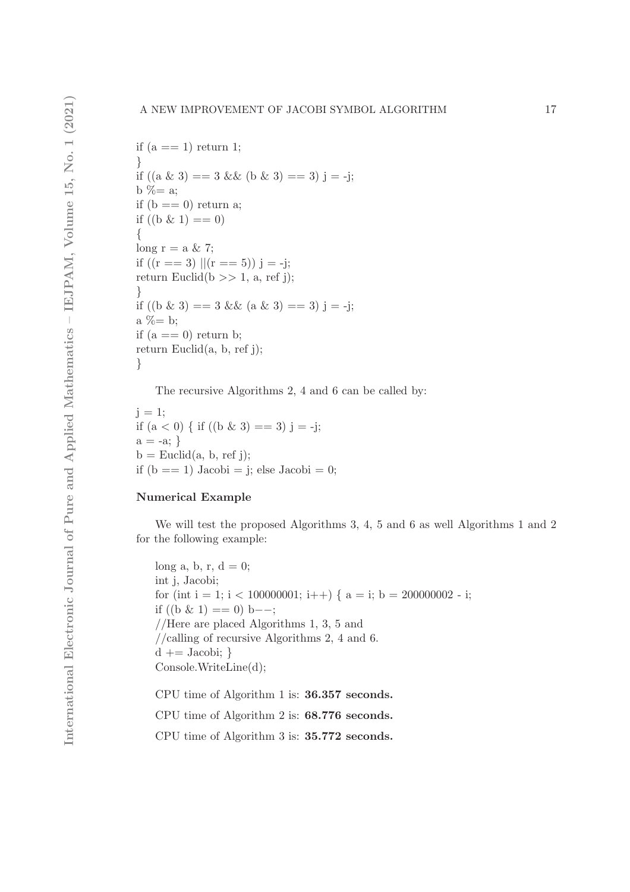```
if (a == 1) return 1;
}
if ((a & 3) == 3 && (b & 3) == 3) j = -j;
b %= a;
if (b == 0) return a;
if ((b & 1) == 0)
{
long r = a & 7;
if ((r == 3) ||(r == 5)) j = -j;
return Euclid(b >> 1, a, ref j);
}
if ((b & 3) == 3 && (a & 3) == 3) j = -j;
a %= b;
if (a == 0) return b;
return Euclid(a, b, ref j);
}
```

The recursive Algorithms 2, 4 and 6 can be called by:

```
j = 1;
if (a < 0) { if ((b & 3) == 3) j = -j;
a = -a; }
b = Euclid(a, b, ref j);
if (b == 1) Jacobi = j; else Jacobi = 0;
```

**Numerical Example**

We will test the proposed Algorithms 3, 4, 5 and 6 as well Algorithms 1 and 2 for the following example:

```
long a, b, r, d = 0;
int j, Jacobi;
for (int i = 1; i < 100000001; i++) { a = i; b = 200000002 - i;
if ((b & 1) == 0) b−−;
//Here are placed Algorithms 1, 3, 5 and
//calling of recursive Algorithms 2, 4 and 6.
d += Jacobi; }
Console.WriteLine(d);
```

CPU time of Algorithm 1 is: **36.357 seconds.**

CPU time of Algorithm 2 is: **68.776 seconds.**

CPU time of Algorithm 3 is: **35.772 seconds.**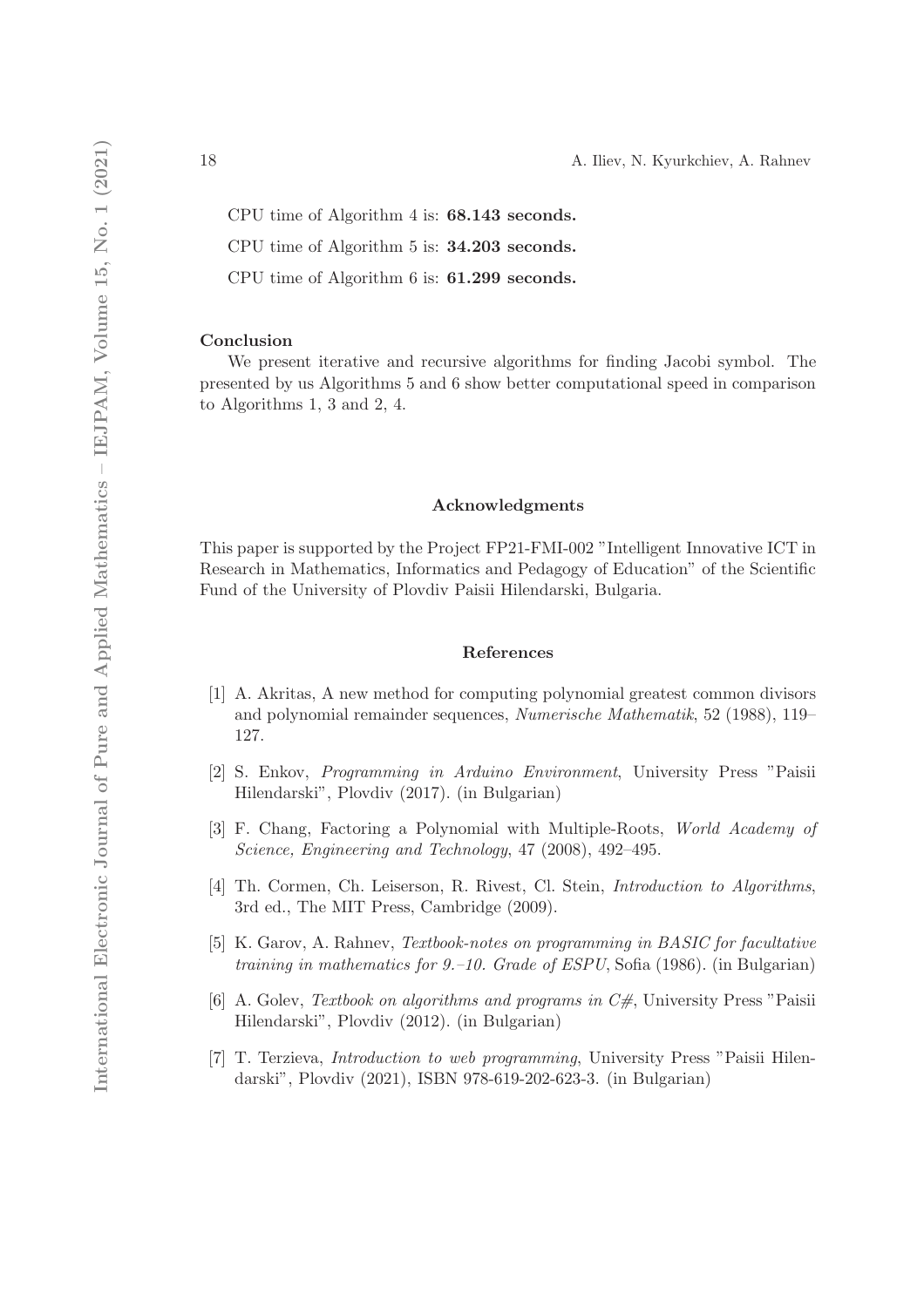CPU time of Algorithm 4 is: **68.143 seconds.**

CPU time of Algorithm 5 is: **34.203 seconds.**

CPU time of Algorithm 6 is: **61.299 seconds.**

**Conclusion**

We present iterative and recursive algorithms for finding Jacobi symbol. The presented by us Algorithms 5 and 6 show better computational speed in comparison to Algorithms 1, 3 and 2, 4.

## Acknowledgments

This paper is supported by the Project FP21-FMI-002 "Intelligent Innovative ICT in Research in Mathematics, Informatics and Pedagogy of Education" of the Scientific Fund of the University of Plovdiv Paisii Hilendarski, Bulgaria.

## References

[1] A. Akritas, A new method for computing polynomial greatest common divisors and polynomial remainder sequences, *Numerische Mathematik*, 52 (1988), 119–127.

[2] S. Enkov, *Programming in Arduino Environment*, University Press "Paisii Hilendarski", Plovdiv (2017). (in Bulgarian)

[3] F. Chang, Factoring a Polynomial with Multiple-Roots, *World Academy of Science, Engineering and Technology*, 47 (2008), 492–495.

[4] Th. Cormen, Ch. Leiserson, R. Rivest, Cl. Stein, *Introduction to Algorithms*, 3rd ed., The MIT Press, Cambridge (2009).

[5] K. Garov, A. Rahnev, *Textbook-notes on programming in BASIC for facultative training in mathematics for 9.–10. Grade of ESPU*, Sofia (1986). (in Bulgarian)

[6] A. Golev, *Textbook on algorithms and programs in C#*, University Press "Paisii Hilendarski", Plovdiv (2012). (in Bulgarian)

[7] T. Terzieva, *Introduction to web programming*, University Press "Paisii Hilendarski", Plovdiv (2021), ISBN 978-619-202-623-3. (in Bulgarian)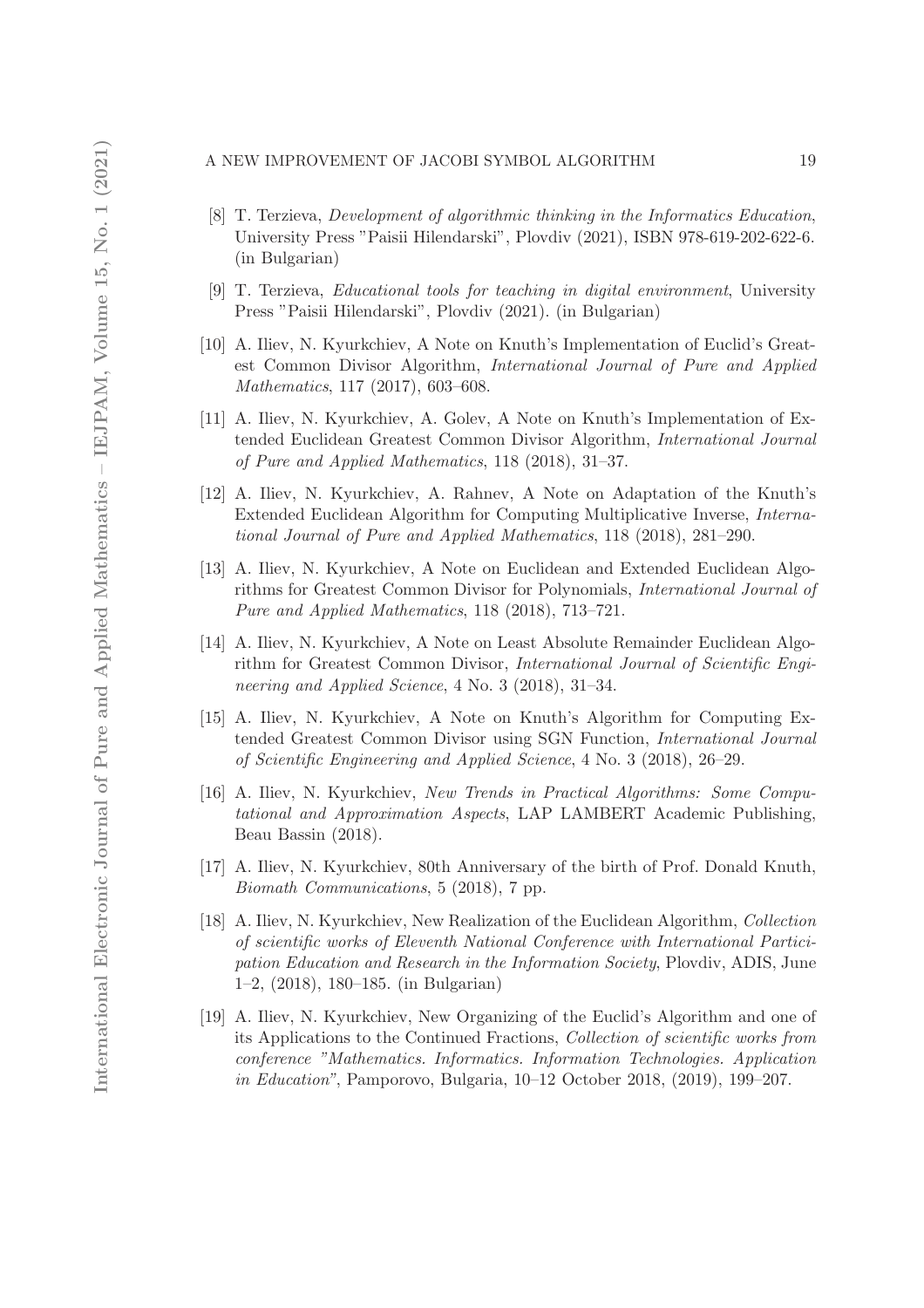[8] T. Terzieva, *Development of algorithmic thinking in the Informatics Education*, University Press "Paisii Hilendarski", Plovdiv (2021), ISBN 978-619-202-622-6. (in Bulgarian)

[9] T. Terzieva, *Educational tools for teaching in digital environment*, University Press "Paisii Hilendarski", Plovdiv (2021). (in Bulgarian)

[10] A. Iliev, N. Kyurkchiev, A Note on Knuth's Implementation of Euclid's Greatest Common Divisor Algorithm, *International Journal of Pure and Applied Mathematics*, 117 (2017), 603–608.

[11] A. Iliev, N. Kyurkchiev, A. Golev, A Note on Knuth's Implementation of Extended Euclidean Greatest Common Divisor Algorithm, *International Journal of Pure and Applied Mathematics*, 118 (2018), 31–37.

[12] A. Iliev, N. Kyurkchiev, A. Rahnev, A Note on Adaptation of the Knuth's Extended Euclidean Algorithm for Computing Multiplicative Inverse, *International Journal of Pure and Applied Mathematics*, 118 (2018), 281–290.

[13] A. Iliev, N. Kyurkchiev, A Note on Euclidean and Extended Euclidean Algorithms for Greatest Common Divisor for Polynomials, *International Journal of Pure and Applied Mathematics*, 118 (2018), 713–721.

[14] A. Iliev, N. Kyurkchiev, A Note on Least Absolute Remainder Euclidean Algorithm for Greatest Common Divisor, *International Journal of Scientific Engineering and Applied Science*, 4 No. 3 (2018), 31–34.

[15] A. Iliev, N. Kyurkchiev, A Note on Knuth's Algorithm for Computing Extended Greatest Common Divisor using SGN Function, *International Journal of Scientific Engineering and Applied Science*, 4 No. 3 (2018), 26–29.

[16] A. Iliev, N. Kyurkchiev, *New Trends in Practical Algorithms: Some Computational and Approximation Aspects*, LAP LAMBERT Academic Publishing, Beau Bassin (2018).

[17] A. Iliev, N. Kyurkchiev, 80th Anniversary of the birth of Prof. Donald Knuth, *Biomath Communications*, 5 (2018), 7 pp.

[18] A. Iliev, N. Kyurkchiev, New Realization of the Euclidean Algorithm, *Collection of scientific works of Eleventh National Conference with International Participation Education and Research in the Information Society*, Plovdiv, ADIS, June 1–2, (2018), 180–185. (in Bulgarian)

[19] A. Iliev, N. Kyurkchiev, New Organizing of the Euclid's Algorithm and one of its Applications to the Continued Fractions, *Collection of scientific works from conference "Mathematics. Informatics. Information Technologies. Application in Education"*, Pamporovo, Bulgaria, 10–12 October 2018, (2019), 199–207.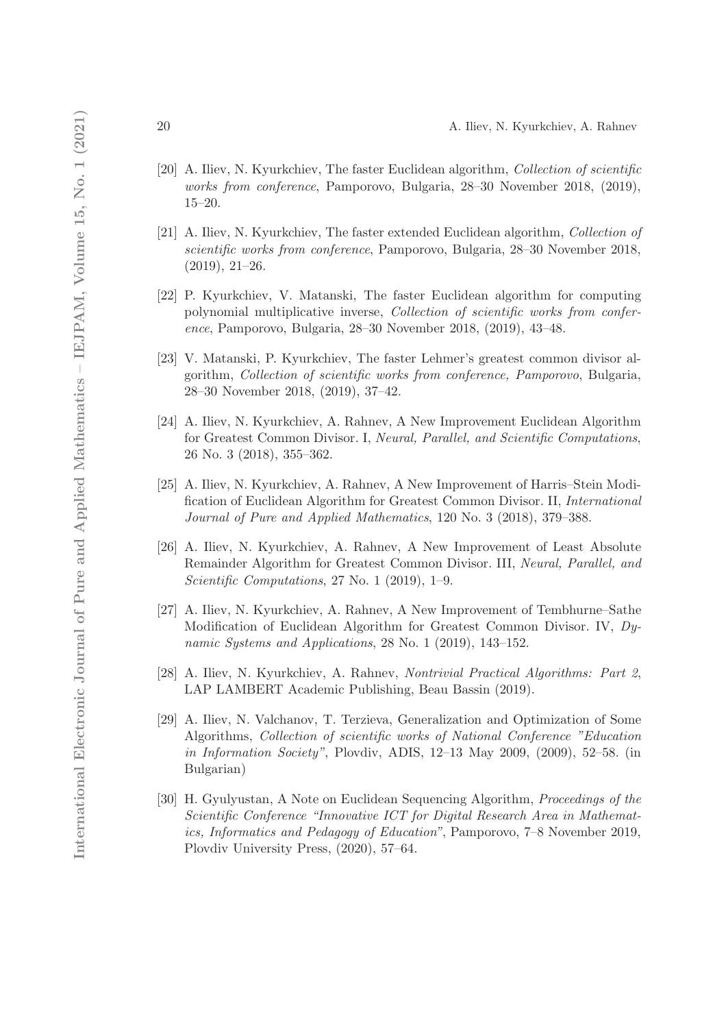[20] A. Iliev, N. Kyurkchiev, The faster Euclidean algorithm, *Collection of scientific works from conference*, Pamporovo, Bulgaria, 28–30 November 2018, (2019), 15–20.

[21] A. Iliev, N. Kyurkchiev, The faster extended Euclidean algorithm, *Collection of scientific works from conference*, Pamporovo, Bulgaria, 28–30 November 2018, (2019), 21–26.

[22] P. Kyurkchiev, V. Matanski, The faster Euclidean algorithm for computing polynomial multiplicative inverse, *Collection of scientific works from conference*, Pamporovo, Bulgaria, 28–30 November 2018, (2019), 43–48.

[23] V. Matanski, P. Kyurkchiev, The faster Lehmer's greatest common divisor algorithm, *Collection of scientific works from conference, Pamporovo*, Bulgaria, 28–30 November 2018, (2019), 37–42.

[24] A. Iliev, N. Kyurkchiev, A. Rahnev, A New Improvement Euclidean Algorithm for Greatest Common Divisor. I, *Neural, Parallel, and Scientific Computations*, 26 No. 3 (2018), 355–362.

[25] A. Iliev, N. Kyurkchiev, A. Rahnev, A New Improvement of Harris–Stein Modification of Euclidean Algorithm for Greatest Common Divisor. II, *International Journal of Pure and Applied Mathematics*, 120 No. 3 (2018), 379–388.

[26] A. Iliev, N. Kyurkchiev, A. Rahnev, A New Improvement of Least Absolute Remainder Algorithm for Greatest Common Divisor. III, *Neural, Parallel, and Scientific Computations*, 27 No. 1 (2019), 1–9.

[27] A. Iliev, N. Kyurkchiev, A. Rahnev, A New Improvement of Tembhurne–Sathe Modification of Euclidean Algorithm for Greatest Common Divisor. IV, *Dynamic Systems and Applications*, 28 No. 1 (2019), 143–152.

[28] A. Iliev, N. Kyurkchiev, A. Rahnev, *Nontrivial Practical Algorithms: Part 2*, LAP LAMBERT Academic Publishing, Beau Bassin (2019).

[29] A. Iliev, N. Valchanov, T. Terzieva, Generalization and Optimization of Some Algorithms, *Collection of scientific works of National Conference "Education in Information Society"*, Plovdiv, ADIS, 12–13 May 2009, (2009), 52–58. (in Bulgarian)

[30] H. Gyulyustan, A Note on Euclidean Sequencing Algorithm, *Proceedings of the Scientific Conference "Innovative ICT for Digital Research Area in Mathematics, Informatics and Pedagogy of Education"*, Pamporovo, 7–8 November 2019, Plovdiv University Press, (2020), 57–64.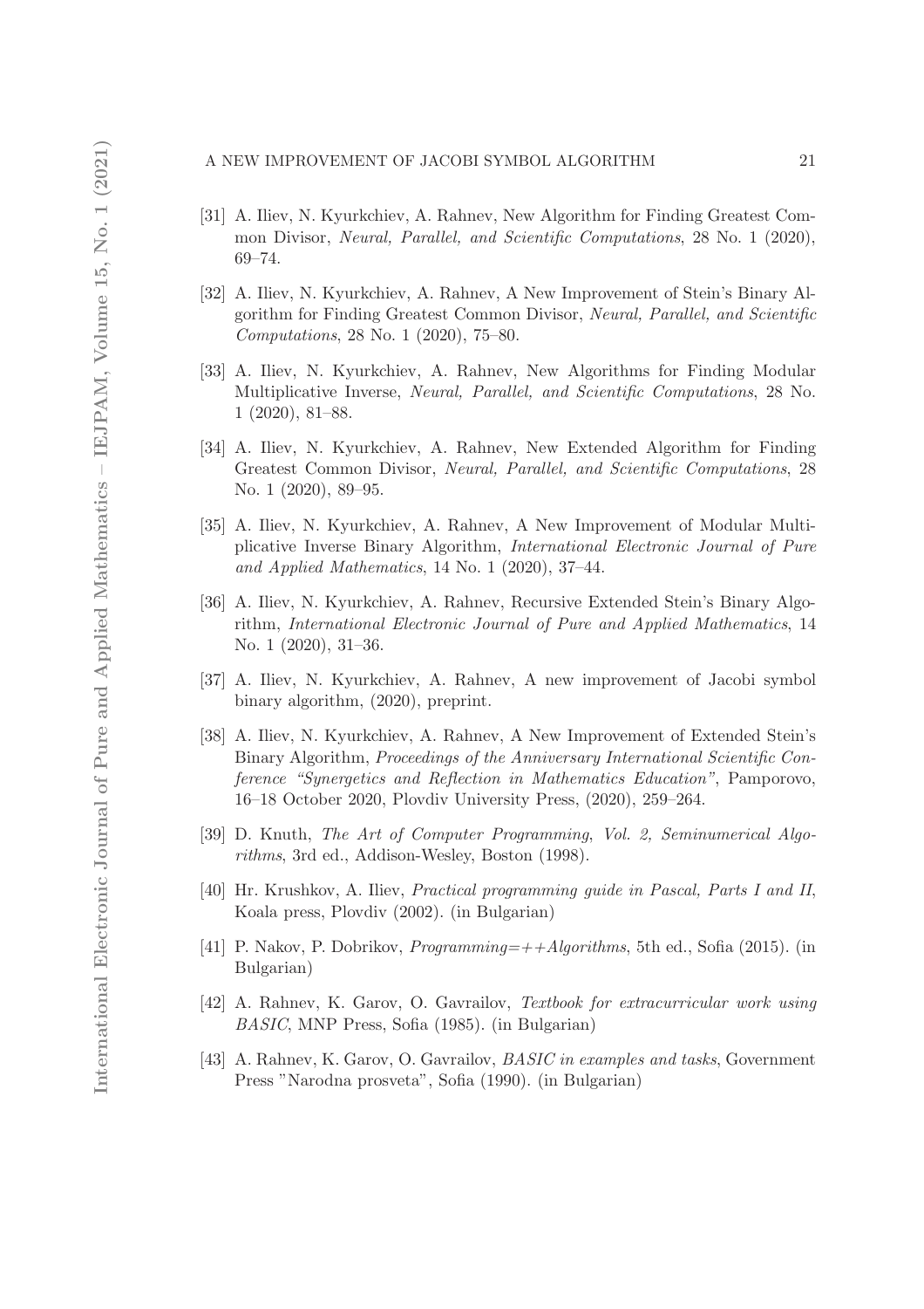[31] A. Iliev, N. Kyurkchiev, A. Rahnev, New Algorithm for Finding Greatest Common Divisor, *Neural, Parallel, and Scientific Computations*, 28 No. 1 (2020), 69–74.

[32] A. Iliev, N. Kyurkchiev, A. Rahnev, A New Improvement of Stein's Binary Algorithm for Finding Greatest Common Divisor, *Neural, Parallel, and Scientific Computations*, 28 No. 1 (2020), 75–80.

[33] A. Iliev, N. Kyurkchiev, A. Rahnev, New Algorithms for Finding Modular Multiplicative Inverse, *Neural, Parallel, and Scientific Computations*, 28 No. 1 (2020), 81–88.

[34] A. Iliev, N. Kyurkchiev, A. Rahnev, New Extended Algorithm for Finding Greatest Common Divisor, *Neural, Parallel, and Scientific Computations*, 28 No. 1 (2020), 89–95.

[35] A. Iliev, N. Kyurkchiev, A. Rahnev, A New Improvement of Modular Multiplicative Inverse Binary Algorithm, *International Electronic Journal of Pure and Applied Mathematics*, 14 No. 1 (2020), 37–44.

[36] A. Iliev, N. Kyurkchiev, A. Rahnev, Recursive Extended Stein's Binary Algorithm, *International Electronic Journal of Pure and Applied Mathematics*, 14 No. 1 (2020), 31–36.

[37] A. Iliev, N. Kyurkchiev, A. Rahnev, A new improvement of Jacobi symbol binary algorithm, (2020), preprint.

[38] A. Iliev, N. Kyurkchiev, A. Rahnev, A New Improvement of Extended Stein's Binary Algorithm, *Proceedings of the Anniversary International Scientific Conference "Synergetics and Reflection in Mathematics Education"*, Pamporovo, 16–18 October 2020, Plovdiv University Press, (2020), 259–264.

[39] D. Knuth, *The Art of Computer Programming, Vol. 2, Seminumerical Algorithms*, 3rd ed., Addison-Wesley, Boston (1998).

[40] Hr. Krushkov, A. Iliev, *Practical programming guide in Pascal, Parts I and II*, Koala press, Plovdiv (2002). (in Bulgarian)

[41] P. Nakov, P. Dobrikov, *Programming=++Algorithms*, 5th ed., Sofia (2015). (in Bulgarian)

[42] A. Rahnev, K. Garov, O. Gavrailov, *Textbook for extracurricular work using BASIC*, MNP Press, Sofia (1985). (in Bulgarian)

[43] A. Rahnev, K. Garov, O. Gavrailov, *BASIC in examples and tasks*, Government Press "Narodna prosveta", Sofia (1990). (in Bulgarian)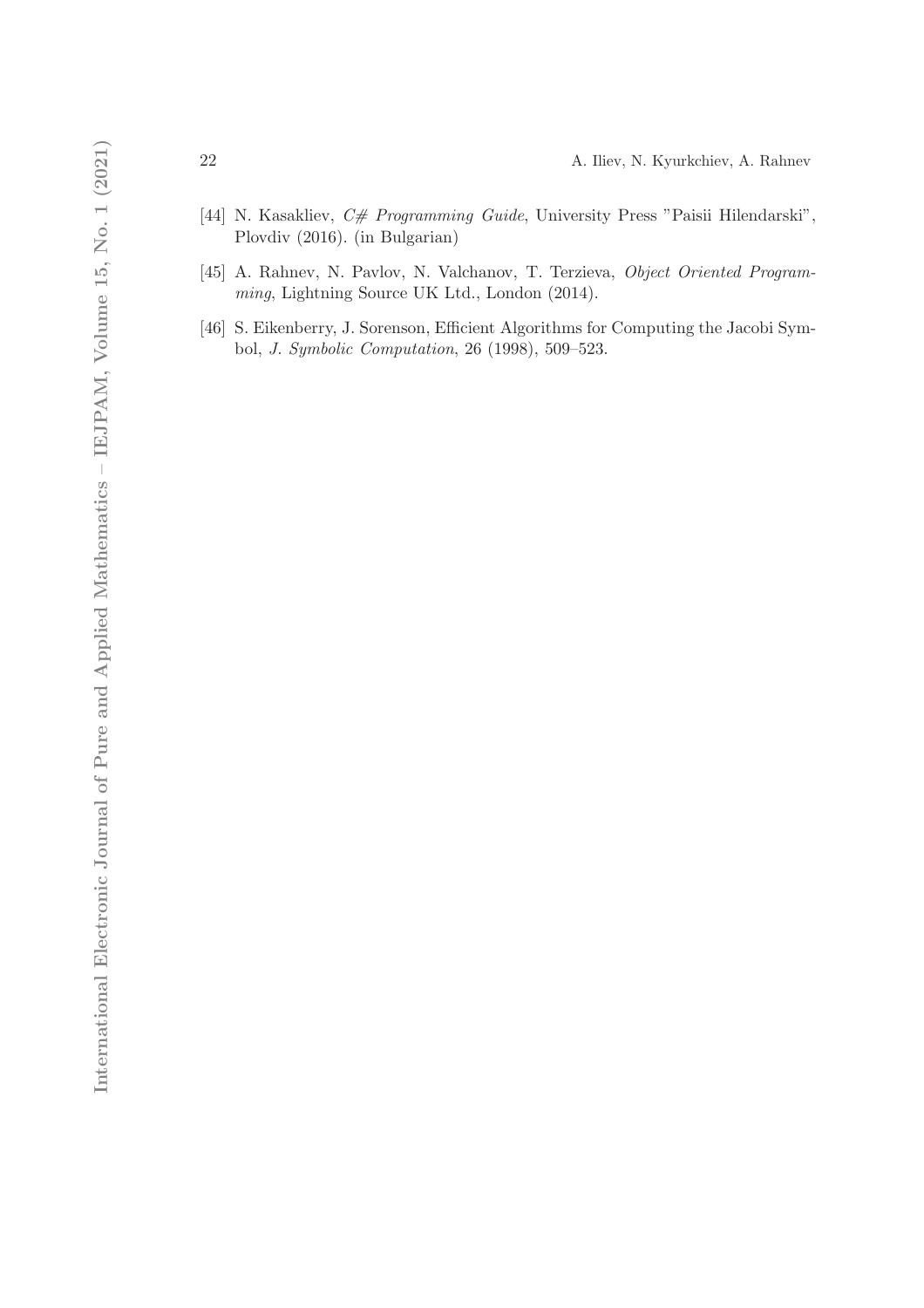[44] N. Kasakliev, *C# Programming Guide*, University Press "Paisii Hilendarski", Plovdiv (2016). (in Bulgarian)

[45] A. Rahnev, N. Pavlov, N. Valchanov, T. Terzieva, *Object Oriented Programming*, Lightning Source UK Ltd., London (2014).

[46] S. Eikenberry, J. Sorenson, Efficient Algorithms for Computing the Jacobi Symbol, *J. Symbolic Computation*, 26 (1998), 509–523.